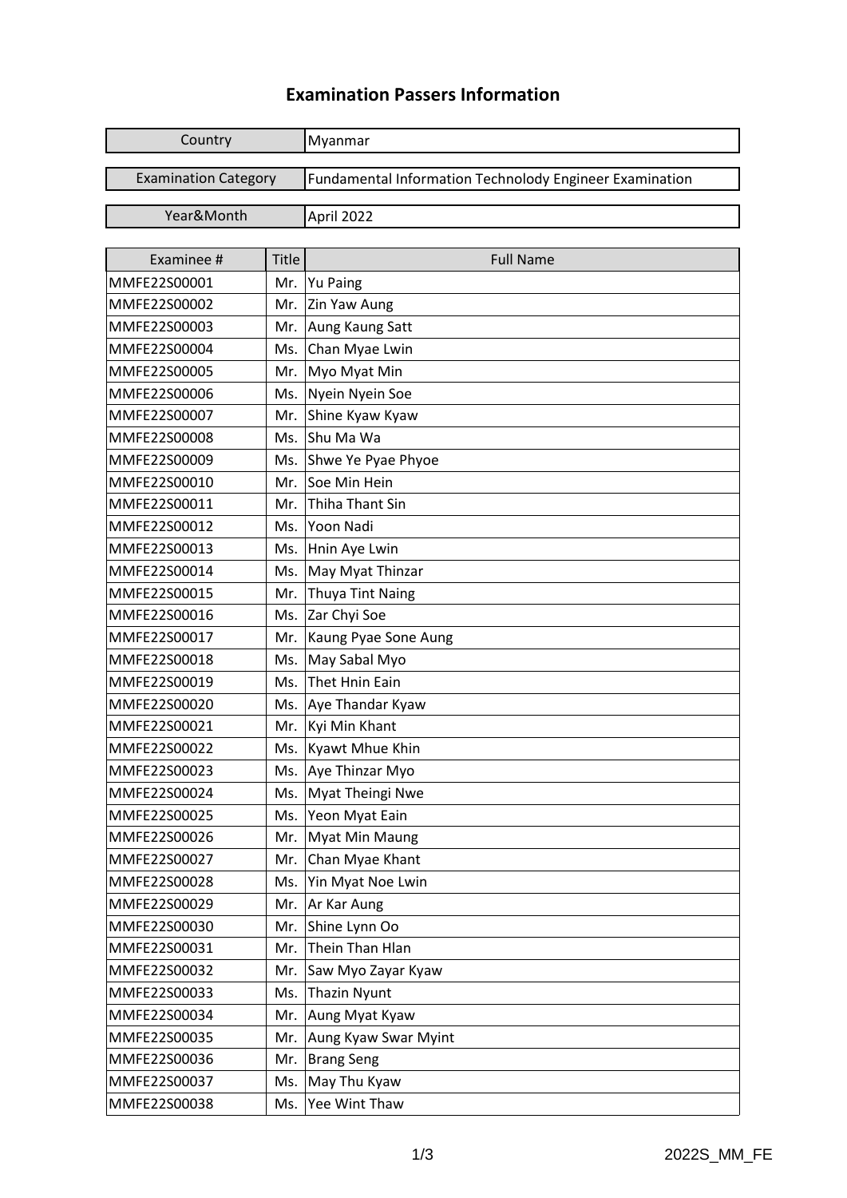# Examination Passers Information

| Country | Myanmar |
| --- | --- |
| Examination Category | Fundamental Information Technolody Engineer Examination |
| Year&Month | April 2022 |

| Examinee # | Title | Full Name |
| --- | --- | --- |
| MMFE22S00001 | Mr. | Yu Paing |
| MMFE22S00002 | Mr. | Zin Yaw Aung |
| MMFE22S00003 | Mr. | Aung Kaung Satt |
| MMFE22S00004 | Ms. | Chan Myae Lwin |
| MMFE22S00005 | Mr. | Myo Myat Min |
| MMFE22S00006 | Ms. | Nyein Nyein Soe |
| MMFE22S00007 | Mr. | Shine Kyaw Kyaw |
| MMFE22S00008 | Ms. | Shu Ma Wa |
| MMFE22S00009 | Ms. | Shwe Ye Pyae Phyoe |
| MMFE22S00010 | Mr. | Soe Min Hein |
| MMFE22S00011 | Mr. | Thiha Thant Sin |
| MMFE22S00012 | Ms. | Yoon Nadi |
| MMFE22S00013 | Ms. | Hnin Aye Lwin |
| MMFE22S00014 | Ms. | May Myat Thinzar |
| MMFE22S00015 | Mr. | Thuya Tint Naing |
| MMFE22S00016 | Ms. | Zar Chyi Soe |
| MMFE22S00017 | Mr. | Kaung Pyae Sone Aung |
| MMFE22S00018 | Ms. | May Sabal Myo |
| MMFE22S00019 | Ms. | Thet Hnin Eain |
| MMFE22S00020 | Ms. | Aye Thandar Kyaw |
| MMFE22S00021 | Mr. | Kyi Min Khant |
| MMFE22S00022 | Ms. | Kyawt Mhue Khin |
| MMFE22S00023 | Ms. | Aye Thinzar Myo |
| MMFE22S00024 | Ms. | Myat Theingi Nwe |
| MMFE22S00025 | Ms. | Yeon Myat Eain |
| MMFE22S00026 | Mr. | Myat Min Maung |
| MMFE22S00027 | Mr. | Chan Myae Khant |
| MMFE22S00028 | Ms. | Yin Myat Noe Lwin |
| MMFE22S00029 | Mr. | Ar Kar Aung |
| MMFE22S00030 | Mr. | Shine Lynn Oo |
| MMFE22S00031 | Mr. | Thein Than Hlan |
| MMFE22S00032 | Mr. | Saw Myo Zayar Kyaw |
| MMFE22S00033 | Ms. | Thazin Nyunt |
| MMFE22S00034 | Mr. | Aung Myat Kyaw |
| MMFE22S00035 | Mr. | Aung Kyaw Swar Myint |
| MMFE22S00036 | Mr. | Brang Seng |
| MMFE22S00037 | Ms. | May Thu Kyaw |
| MMFE22S00038 | Ms. | Yee Wint Thaw |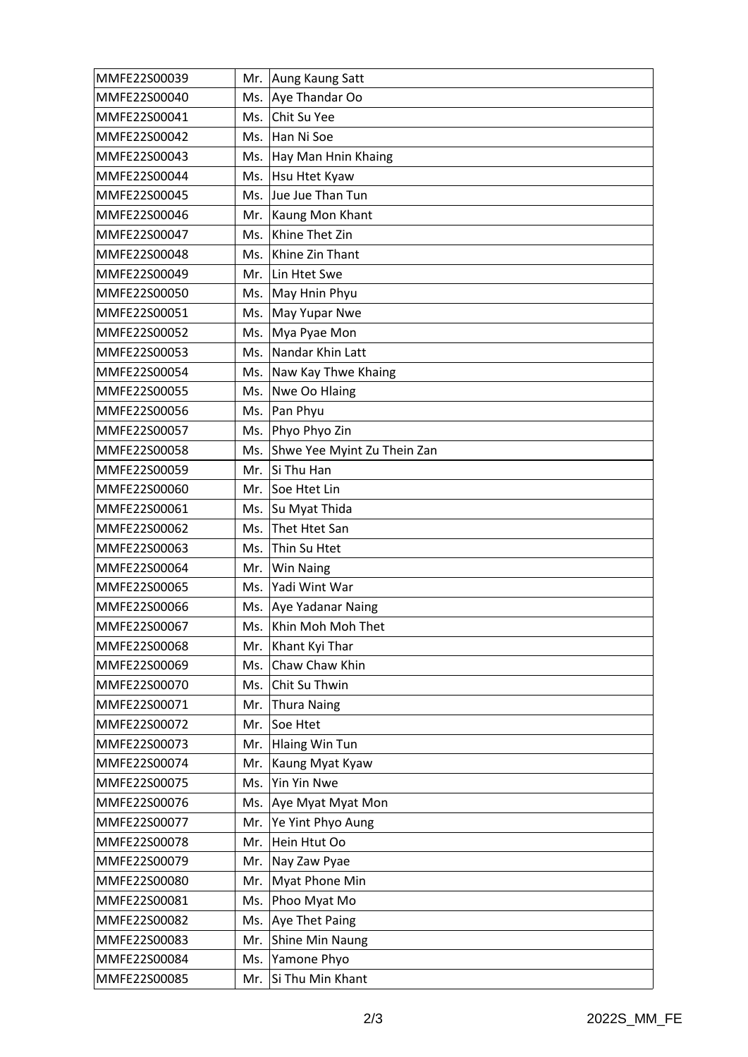| | | |
|---|---|---|
| MMFE22S00039 | Mr. | Aung Kaung Satt |
| MMFE22S00040 | Ms. | Aye Thandar Oo |
| MMFE22S00041 | Ms. | Chit Su Yee |
| MMFE22S00042 | Ms. | Han Ni Soe |
| MMFE22S00043 | Ms. | Hay Man Hnin Khaing |
| MMFE22S00044 | Ms. | Hsu Htet Kyaw |
| MMFE22S00045 | Ms. | Jue Jue Than Tun |
| MMFE22S00046 | Mr. | Kaung Mon Khant |
| MMFE22S00047 | Ms. | Khine Thet Zin |
| MMFE22S00048 | Ms. | Khine Zin Thant |
| MMFE22S00049 | Mr. | Lin Htet Swe |
| MMFE22S00050 | Ms. | May Hnin Phyu |
| MMFE22S00051 | Ms. | May Yupar Nwe |
| MMFE22S00052 | Ms. | Mya Pyae Mon |
| MMFE22S00053 | Ms. | Nandar Khin Latt |
| MMFE22S00054 | Ms. | Naw Kay Thwe Khaing |
| MMFE22S00055 | Ms. | Nwe Oo Hlaing |
| MMFE22S00056 | Ms. | Pan Phyu |
| MMFE22S00057 | Ms. | Phyo Phyo Zin |
| MMFE22S00058 | Ms. | Shwe Yee Myint Zu Thein Zan |
| MMFE22S00059 | Mr. | Si Thu Han |
| MMFE22S00060 | Mr. | Soe Htet Lin |
| MMFE22S00061 | Ms. | Su Myat Thida |
| MMFE22S00062 | Ms. | Thet Htet San |
| MMFE22S00063 | Ms. | Thin Su Htet |
| MMFE22S00064 | Mr. | Win Naing |
| MMFE22S00065 | Ms. | Yadi Wint War |
| MMFE22S00066 | Ms. | Aye Yadanar Naing |
| MMFE22S00067 | Ms. | Khin Moh Moh Thet |
| MMFE22S00068 | Mr. | Khant Kyi Thar |
| MMFE22S00069 | Ms. | Chaw Chaw Khin |
| MMFE22S00070 | Ms. | Chit Su Thwin |
| MMFE22S00071 | Mr. | Thura Naing |
| MMFE22S00072 | Mr. | Soe Htet |
| MMFE22S00073 | Mr. | Hlaing Win Tun |
| MMFE22S00074 | Mr. | Kaung Myat Kyaw |
| MMFE22S00075 | Ms. | Yin Yin Nwe |
| MMFE22S00076 | Ms. | Aye Myat Myat Mon |
| MMFE22S00077 | Mr. | Ye Yint Phyo Aung |
| MMFE22S00078 | Mr. | Hein Htut Oo |
| MMFE22S00079 | Mr. | Nay Zaw Pyae |
| MMFE22S00080 | Mr. | Myat Phone Min |
| MMFE22S00081 | Ms. | Phoo Myat Mo |
| MMFE22S00082 | Ms. | Aye Thet Paing |
| MMFE22S00083 | Mr. | Shine Min Naung |
| MMFE22S00084 | Ms. | Yamone Phyo |
| MMFE22S00085 | Mr. | Si Thu Min Khant |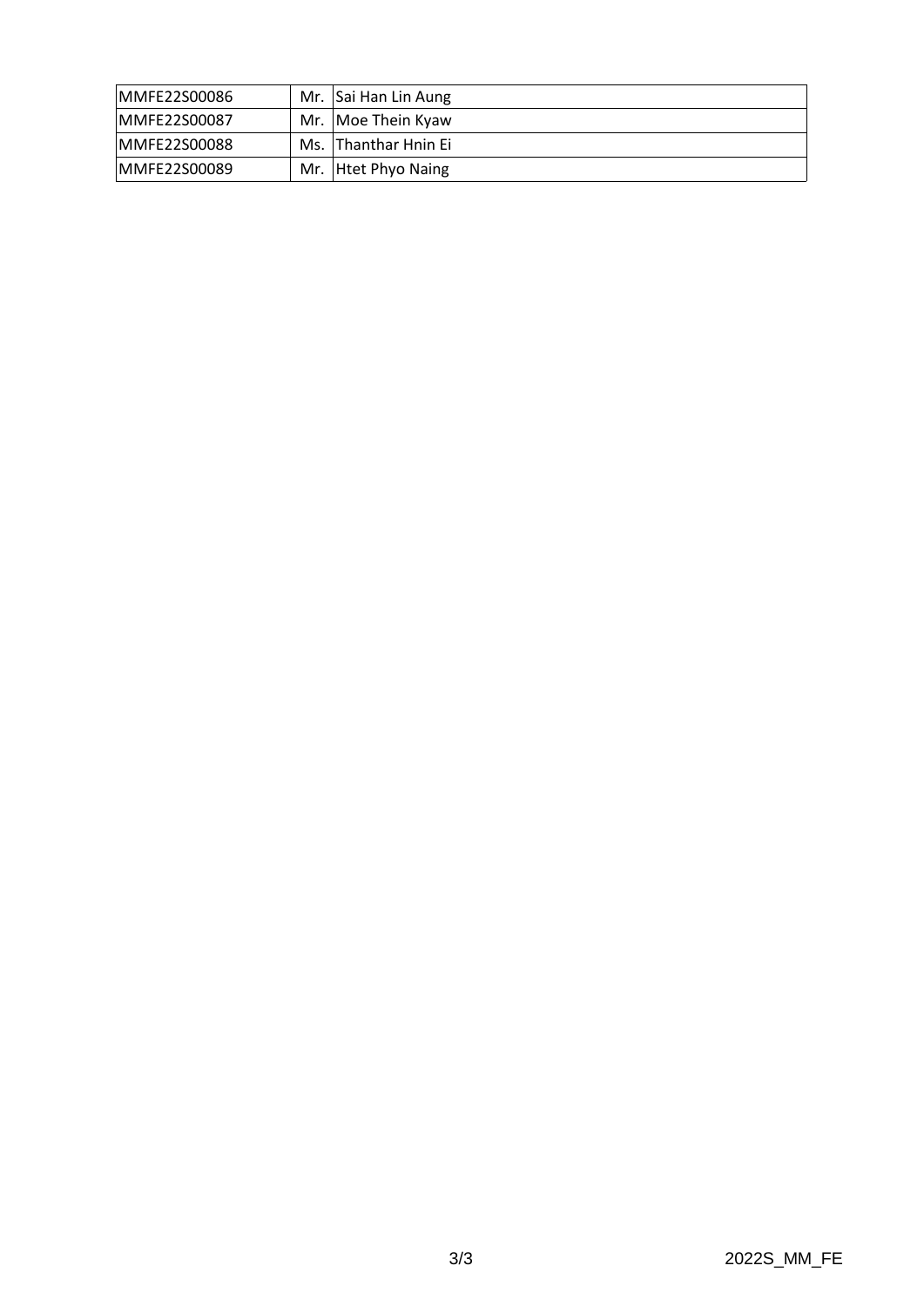| | | |
|---|---|---|
| MMFE22S00086 | Mr. | Sai Han Lin Aung |
| MMFE22S00087 | Mr. | Moe Thein Kyaw |
| MMFE22S00088 | Ms. | Thanthar Hnin Ei |
| MMFE22S00089 | Mr. | Htet Phyo Naing |